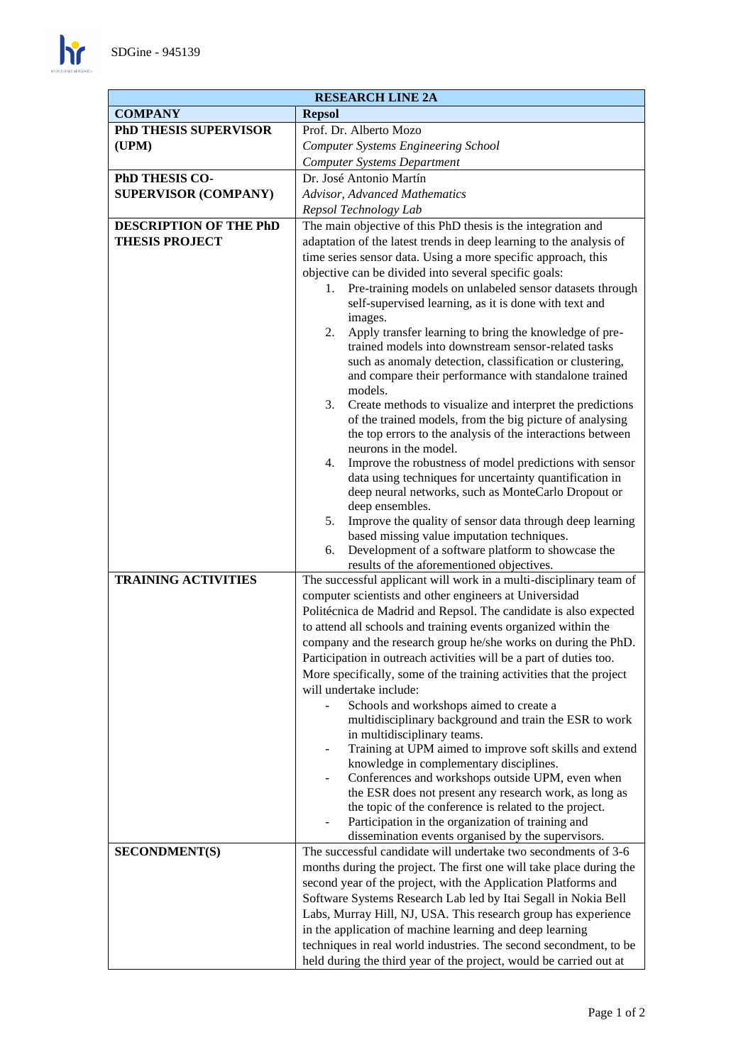| RESEARCH LINE 2A | |
|---|---|
| **COMPANY** | **Repsol** |
| **PhD THESIS SUPERVISOR (UPM)** | Prof. Dr. Alberto Mozo<br>*Computer Systems Engineering School*<br>*Computer Systems Department* |
| **PhD THESIS CO-SUPERVISOR (COMPANY)** | Dr. José Antonio Martín<br>*Advisor, Advanced Mathematics*<br>*Repsol Technology Lab* |
| **DESCRIPTION OF THE PhD THESIS PROJECT** | The main objective of this PhD thesis is the integration and adaptation of the latest trends in deep learning to the analysis of time series sensor data. Using a more specific approach, this objective can be divided into several specific goals:<br>1. Pre-training models on unlabeled sensor datasets through self-supervised learning, as it is done with text and images.<br>2. Apply transfer learning to bring the knowledge of pre-trained models into downstream sensor-related tasks such as anomaly detection, classification or clustering, and compare their performance with standalone trained models.<br>3. Create methods to visualize and interpret the predictions of the trained models, from the big picture of analysing the top errors to the analysis of the interactions between neurons in the model.<br>4. Improve the robustness of model predictions with sensor data using techniques for uncertainty quantification in deep neural networks, such as MonteCarlo Dropout or deep ensembles.<br>5. Improve the quality of sensor data through deep learning based missing value imputation techniques.<br>6. Development of a software platform to showcase the results of the aforementioned objectives. |
| **TRAINING ACTIVITIES** | The successful applicant will work in a multi-disciplinary team of computer scientists and other engineers at Universidad Politécnica de Madrid and Repsol. The candidate is also expected to attend all schools and training events organized within the company and the research group he/she works on during the PhD. Participation in outreach activities will be a part of duties too. More specifically, some of the training activities that the project will undertake include:<br>- Schools and workshops aimed to create a multidisciplinary background and train the ESR to work in multidisciplinary teams.<br>- Training at UPM aimed to improve soft skills and extend knowledge in complementary disciplines.<br>- Conferences and workshops outside UPM, even when the ESR does not present any research work, as long as the topic of the conference is related to the project.<br>- Participation in the organization of training and dissemination events organised by the supervisors. |
| **SECONDMENT(S)** | The successful candidate will undertake two secondments of 3-6 months during the project. The first one will take place during the second year of the project, with the Application Platforms and Software Systems Research Lab led by Itai Segall in Nokia Bell Labs, Murray Hill, NJ, USA. This research group has experience in the application of machine learning and deep learning techniques in real world industries. The second secondment, to be held during the third year of the project, would be carried out at |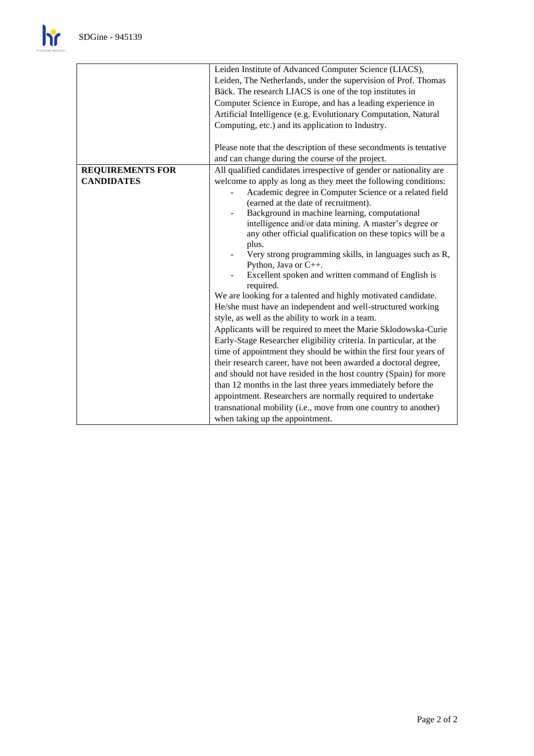| | |
|---|---|
| | Leiden Institute of Advanced Computer Science (LIACS), Leiden, The Netherlands, under the supervision of Prof. Thomas Bäck. The research LIACS is one of the top institutes in Computer Science in Europe, and has a leading experience in Artificial Intelligence (e.g. Evolutionary Computation, Natural Computing, etc.) and its application to Industry.<br><br>Please note that the description of these secondments is tentative and can change during the course of the project. |
| **REQUIREMENTS FOR CANDIDATES** | All qualified candidates irrespective of gender or nationality are welcome to apply as long as they meet the following conditions:<br>- Academic degree in Computer Science or a related field (earned at the date of recruitment).<br>- Background in machine learning, computational intelligence and/or data mining. A master's degree or any other official qualification on these topics will be a plus.<br>- Very strong programming skills, in languages such as R, Python, Java or C++.<br>- Excellent spoken and written command of English is required.<br>We are looking for a talented and highly motivated candidate. He/she must have an independent and well-structured working style, as well as the ability to work in a team.<br>Applicants will be required to meet the Marie Sklodowska-Curie Early-Stage Researcher eligibility criteria. In particular, at the time of appointment they should be within the first four years of their research career, have not been awarded a doctoral degree, and should not have resided in the host country (Spain) for more than 12 months in the last three years immediately before the appointment. Researchers are normally required to undertake transnational mobility (i.e., move from one country to another) when taking up the appointment. |